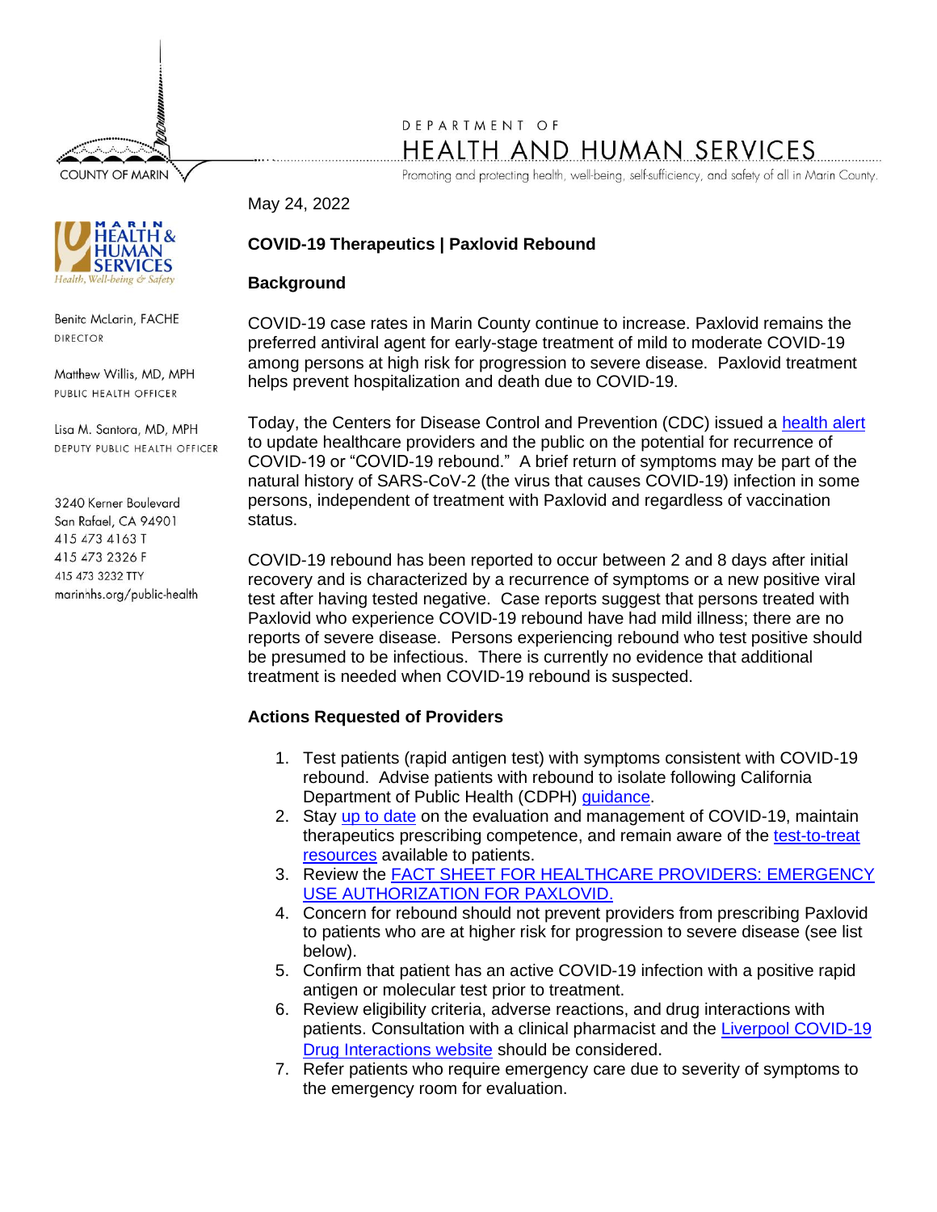COUNTY OF MARIN

DEPARTMENT OF
HEALTH AND HUMAN SERVICES
Promoting and protecting health, well-being, self-sufficiency, and safety of all in Marin County.

MARIN HEALTH & HUMAN SERVICES
Health, Well-being & Safety

Benita McLarin, FACHE
DIRECTOR

Matthew Willis, MD, MPH
PUBLIC HEALTH OFFICER

Lisa M. Santora, MD, MPH
DEPUTY PUBLIC HEALTH OFFICER

3240 Kerner Boulevard
San Rafael, CA 94901
415 473 4163 T
415 473 2326 F
415 473 3232 TTY
marinhhs.org/public-health

May 24, 2022

**COVID-19 Therapeutics | Paxlovid Rebound**

**Background**

COVID-19 case rates in Marin County continue to increase. Paxlovid remains the preferred antiviral agent for early-stage treatment of mild to moderate COVID-19 among persons at high risk for progression to severe disease. Paxlovid treatment helps prevent hospitalization and death due to COVID-19.

Today, the Centers for Disease Control and Prevention (CDC) issued a health alert to update healthcare providers and the public on the potential for recurrence of COVID-19 or "COVID-19 rebound." A brief return of symptoms may be part of the natural history of SARS-CoV-2 (the virus that causes COVID-19) infection in some persons, independent of treatment with Paxlovid and regardless of vaccination status.

COVID-19 rebound has been reported to occur between 2 and 8 days after initial recovery and is characterized by a recurrence of symptoms or a new positive viral test after having tested negative. Case reports suggest that persons treated with Paxlovid who experience COVID-19 rebound have had mild illness; there are no reports of severe disease. Persons experiencing rebound who test positive should be presumed to be infectious. There is currently no evidence that additional treatment is needed when COVID-19 rebound is suspected.

**Actions Requested of Providers**

1. Test patients (rapid antigen test) with symptoms consistent with COVID-19 rebound. Advise patients with rebound to isolate following California Department of Public Health (CDPH) guidance.
2. Stay up to date on the evaluation and management of COVID-19, maintain therapeutics prescribing competence, and remain aware of the test-to-treat resources available to patients.
3. Review the FACT SHEET FOR HEALTHCARE PROVIDERS: EMERGENCY USE AUTHORIZATION FOR PAXLOVID.
4. Concern for rebound should not prevent providers from prescribing Paxlovid to patients who are at higher risk for progression to severe disease (see list below).
5. Confirm that patient has an active COVID-19 infection with a positive rapid antigen or molecular test prior to treatment.
6. Review eligibility criteria, adverse reactions, and drug interactions with patients. Consultation with a clinical pharmacist and the Liverpool COVID-19 Drug Interactions website should be considered.
7. Refer patients who require emergency care due to severity of symptoms to the emergency room for evaluation.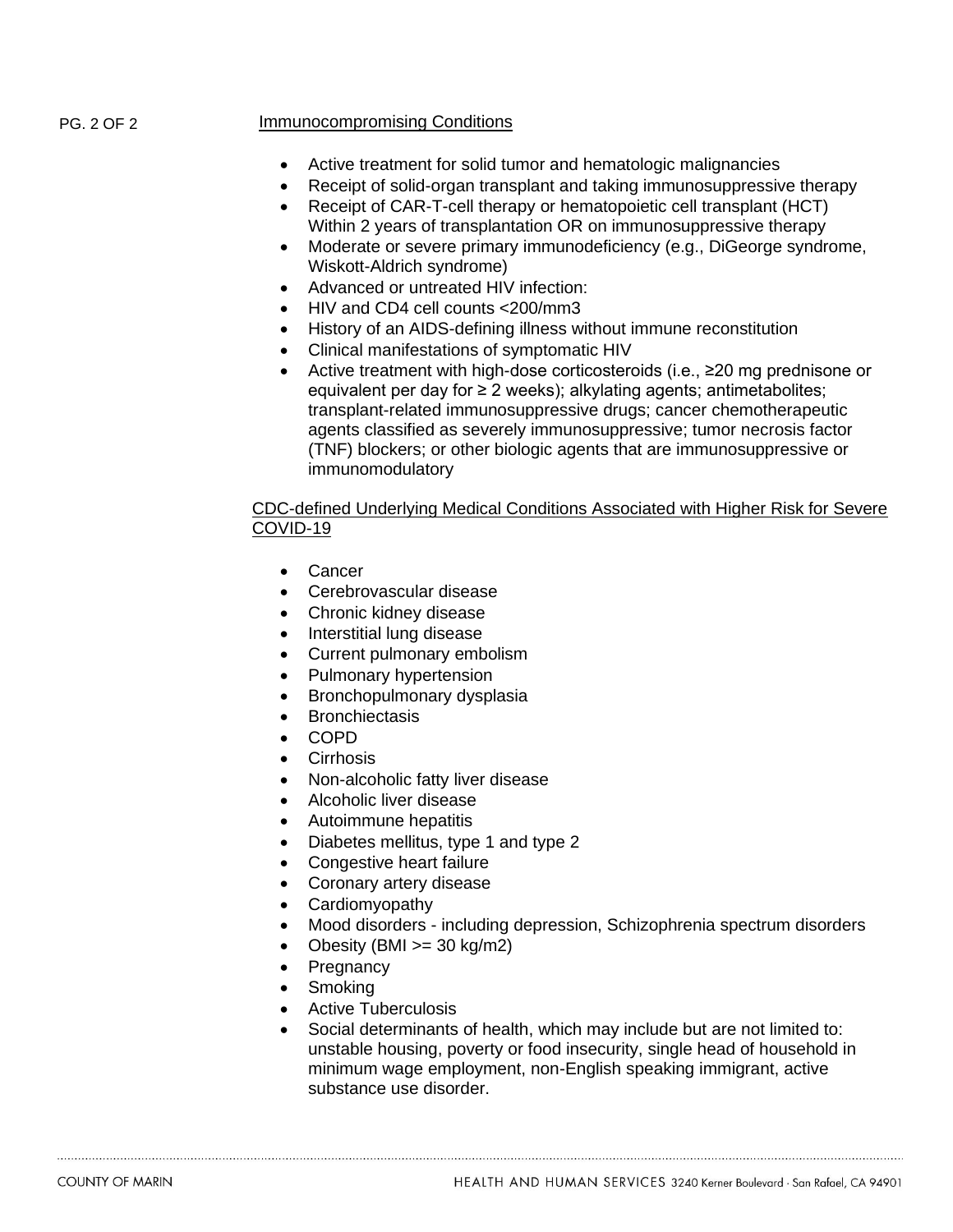Immunocompromising Conditions

- Active treatment for solid tumor and hematologic malignancies
- Receipt of solid-organ transplant and taking immunosuppressive therapy
- Receipt of CAR-T-cell therapy or hematopoietic cell transplant (HCT) Within 2 years of transplantation OR on immunosuppressive therapy
- Moderate or severe primary immunodeficiency (e.g., DiGeorge syndrome, Wiskott-Aldrich syndrome)
- Advanced or untreated HIV infection:
- HIV and CD4 cell counts <200/mm3
- History of an AIDS-defining illness without immune reconstitution
- Clinical manifestations of symptomatic HIV
- Active treatment with high-dose corticosteroids (i.e., ≥20 mg prednisone or equivalent per day for ≥ 2 weeks); alkylating agents; antimetabolites; transplant-related immunosuppressive drugs; cancer chemotherapeutic agents classified as severely immunosuppressive; tumor necrosis factor (TNF) blockers; or other biologic agents that are immunosuppressive or immunomodulatory

CDC-defined Underlying Medical Conditions Associated with Higher Risk for Severe COVID-19

- Cancer
- Cerebrovascular disease
- Chronic kidney disease
- Interstitial lung disease
- Current pulmonary embolism
- Pulmonary hypertension
- Bronchopulmonary dysplasia
- Bronchiectasis
- COPD
- Cirrhosis
- Non-alcoholic fatty liver disease
- Alcoholic liver disease
- Autoimmune hepatitis
- Diabetes mellitus, type 1 and type 2
- Congestive heart failure
- Coronary artery disease
- Cardiomyopathy
- Mood disorders - including depression, Schizophrenia spectrum disorders
- Obesity (BMI >= 30 kg/m2)
- Pregnancy
- Smoking
- Active Tuberculosis
- Social determinants of health, which may include but are not limited to: unstable housing, poverty or food insecurity, single head of household in minimum wage employment, non-English speaking immigrant, active substance use disorder.